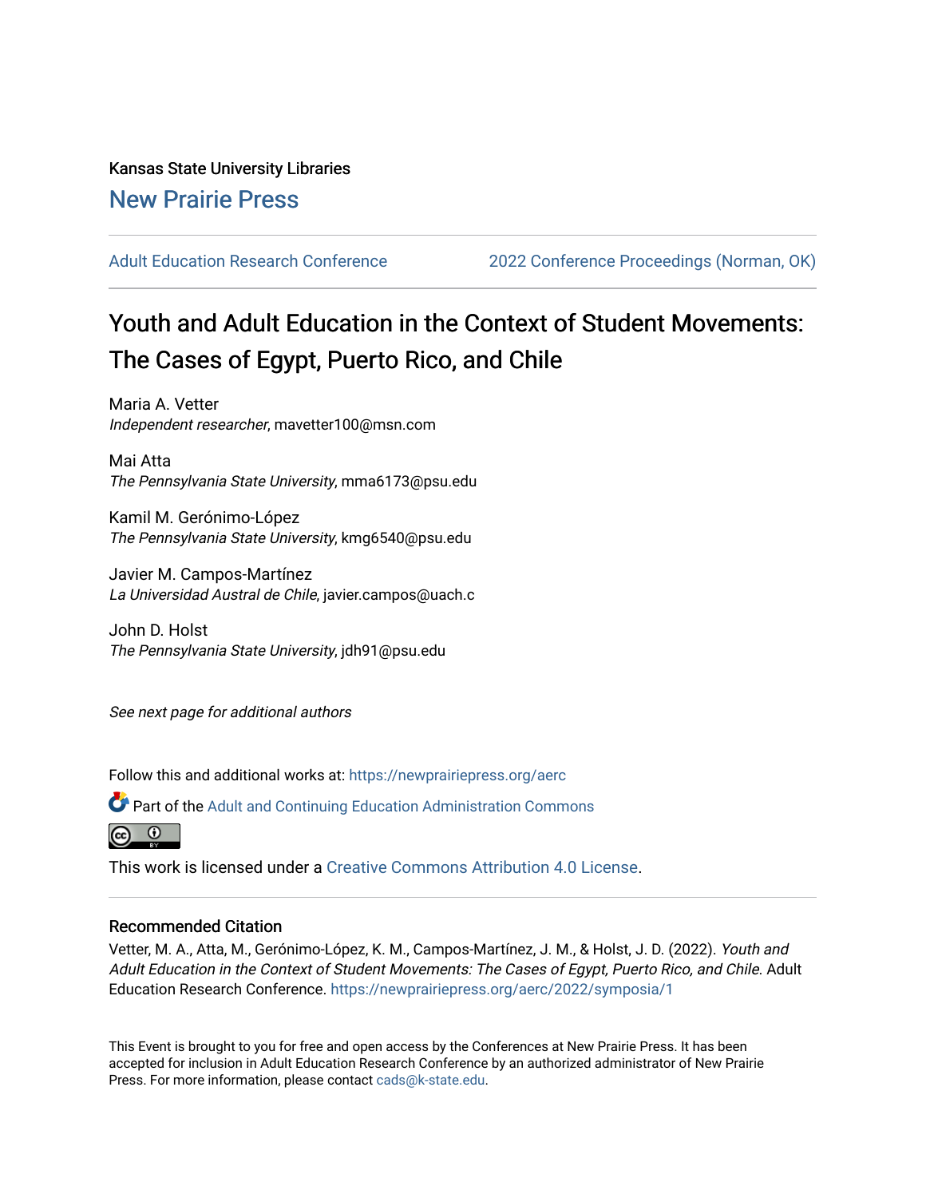Kansas State University Libraries

New Prairie Press

Adult Education Research Conference | 2022 Conference Proceedings (Norman, OK)

# Youth and Adult Education in the Context of Student Movements: The Cases of Egypt, Puerto Rico, and Chile

Maria A. Vetter
*Independent researcher*, mavetter100@msn.com

Mai Atta
*The Pennsylvania State University*, mma6173@psu.edu

Kamil M. Gerónimo-López
*The Pennsylvania State University*, kmg6540@psu.edu

Javier M. Campos-Martínez
*La Universidad Austral de Chile*, javier.campos@uach.c

John D. Holst
*The Pennsylvania State University*, jdh91@psu.edu

*See next page for additional authors*

Follow this and additional works at: https://newprairiepress.org/aerc

Part of the Adult and Continuing Education Administration Commons

This work is licensed under a Creative Commons Attribution 4.0 License.

## Recommended Citation

Vetter, M. A., Atta, M., Gerónimo-López, K. M., Campos-Martínez, J. M., & Holst, J. D. (2022). *Youth and Adult Education in the Context of Student Movements: The Cases of Egypt, Puerto Rico, and Chile*. Adult Education Research Conference. https://newprairiepress.org/aerc/2022/symposia/1

This Event is brought to you for free and open access by the Conferences at New Prairie Press. It has been accepted for inclusion in Adult Education Research Conference by an authorized administrator of New Prairie Press. For more information, please contact cads@k-state.edu.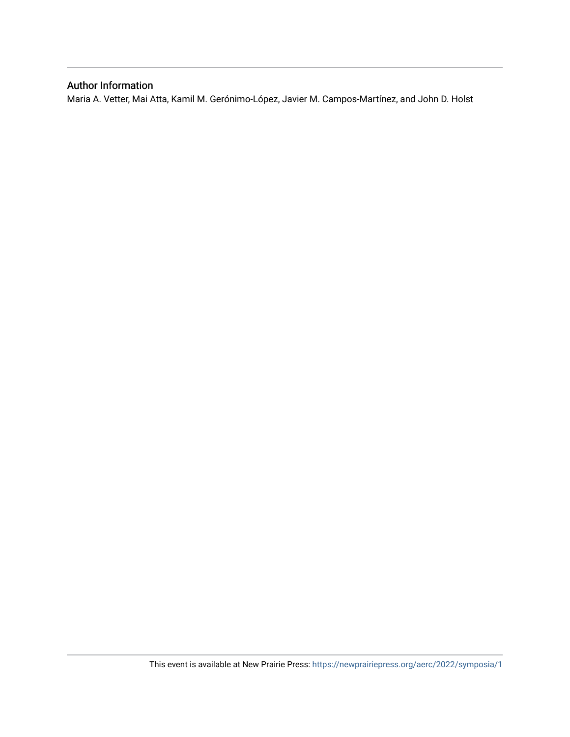## Author Information

Maria A. Vetter, Mai Atta, Kamil M. Gerónimo-López, Javier M. Campos-Martínez, and John D. Holst

This event is available at New Prairie Press: https://newprairiepress.org/aerc/2022/symposia/1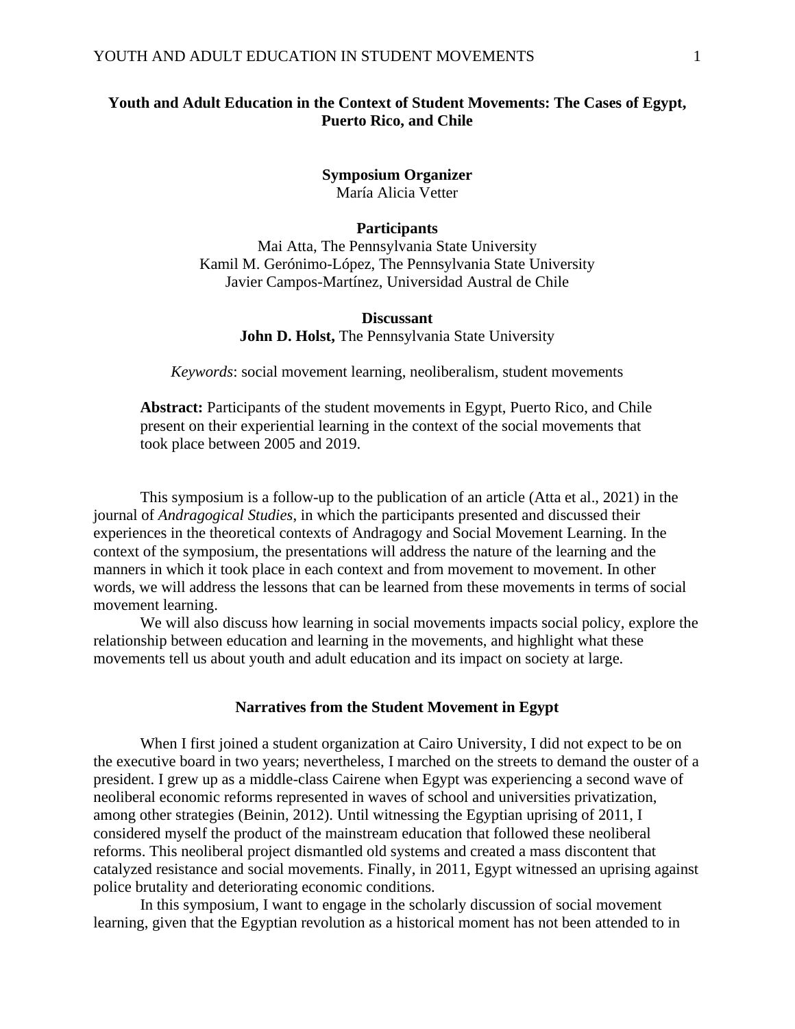**Youth and Adult Education in the Context of Student Movements: The Cases of Egypt, Puerto Rico, and Chile**

**Symposium Organizer**
María Alicia Vetter

**Participants**
Mai Atta, The Pennsylvania State University
Kamil M. Gerónimo-López, The Pennsylvania State University
Javier Campos-Martínez, Universidad Austral de Chile

**Discussant**
**John D. Holst,** The Pennsylvania State University

*Keywords*: social movement learning, neoliberalism, student movements

**Abstract:** Participants of the student movements in Egypt, Puerto Rico, and Chile present on their experiential learning in the context of the social movements that took place between 2005 and 2019.

This symposium is a follow-up to the publication of an article (Atta et al., 2021) in the journal of *Andragogical Studies*, in which the participants presented and discussed their experiences in the theoretical contexts of Andragogy and Social Movement Learning. In the context of the symposium, the presentations will address the nature of the learning and the manners in which it took place in each context and from movement to movement. In other words, we will address the lessons that can be learned from these movements in terms of social movement learning.

We will also discuss how learning in social movements impacts social policy, explore the relationship between education and learning in the movements, and highlight what these movements tell us about youth and adult education and its impact on society at large.

### Narratives from the Student Movement in Egypt

When I first joined a student organization at Cairo University, I did not expect to be on the executive board in two years; nevertheless, I marched on the streets to demand the ouster of a president. I grew up as a middle-class Cairene when Egypt was experiencing a second wave of neoliberal economic reforms represented in waves of school and universities privatization, among other strategies (Beinin, 2012). Until witnessing the Egyptian uprising of 2011, I considered myself the product of the mainstream education that followed these neoliberal reforms. This neoliberal project dismantled old systems and created a mass discontent that catalyzed resistance and social movements. Finally, in 2011, Egypt witnessed an uprising against police brutality and deteriorating economic conditions.

In this symposium, I want to engage in the scholarly discussion of social movement learning, given that the Egyptian revolution as a historical moment has not been attended to in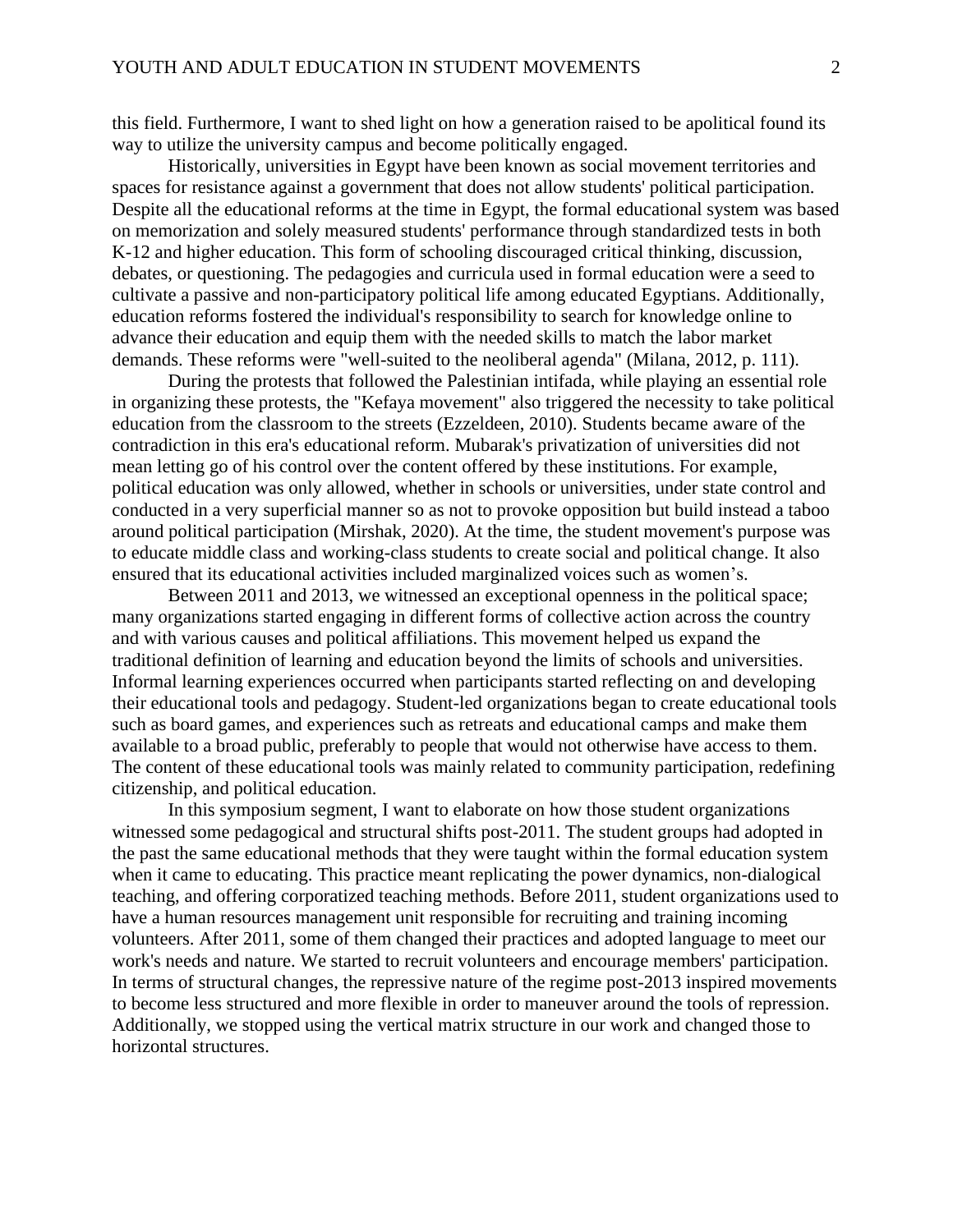this field. Furthermore, I want to shed light on how a generation raised to be apolitical found its way to utilize the university campus and become politically engaged.

Historically, universities in Egypt have been known as social movement territories and spaces for resistance against a government that does not allow students' political participation. Despite all the educational reforms at the time in Egypt, the formal educational system was based on memorization and solely measured students' performance through standardized tests in both K-12 and higher education. This form of schooling discouraged critical thinking, discussion, debates, or questioning. The pedagogies and curricula used in formal education were a seed to cultivate a passive and non-participatory political life among educated Egyptians. Additionally, education reforms fostered the individual's responsibility to search for knowledge online to advance their education and equip them with the needed skills to match the labor market demands. These reforms were "well-suited to the neoliberal agenda" (Milana, 2012, p. 111).

During the protests that followed the Palestinian intifada, while playing an essential role in organizing these protests, the "Kefaya movement" also triggered the necessity to take political education from the classroom to the streets (Ezzeldeen, 2010). Students became aware of the contradiction in this era's educational reform. Mubarak's privatization of universities did not mean letting go of his control over the content offered by these institutions. For example, political education was only allowed, whether in schools or universities, under state control and conducted in a very superficial manner so as not to provoke opposition but build instead a taboo around political participation (Mirshak, 2020). At the time, the student movement's purpose was to educate middle class and working-class students to create social and political change. It also ensured that its educational activities included marginalized voices such as women's.

Between 2011 and 2013, we witnessed an exceptional openness in the political space; many organizations started engaging in different forms of collective action across the country and with various causes and political affiliations. This movement helped us expand the traditional definition of learning and education beyond the limits of schools and universities. Informal learning experiences occurred when participants started reflecting on and developing their educational tools and pedagogy. Student-led organizations began to create educational tools such as board games, and experiences such as retreats and educational camps and make them available to a broad public, preferably to people that would not otherwise have access to them. The content of these educational tools was mainly related to community participation, redefining citizenship, and political education.

In this symposium segment, I want to elaborate on how those student organizations witnessed some pedagogical and structural shifts post-2011. The student groups had adopted in the past the same educational methods that they were taught within the formal education system when it came to educating. This practice meant replicating the power dynamics, non-dialogical teaching, and offering corporatized teaching methods. Before 2011, student organizations used to have a human resources management unit responsible for recruiting and training incoming volunteers. After 2011, some of them changed their practices and adopted language to meet our work's needs and nature. We started to recruit volunteers and encourage members' participation. In terms of structural changes, the repressive nature of the regime post-2013 inspired movements to become less structured and more flexible in order to maneuver around the tools of repression. Additionally, we stopped using the vertical matrix structure in our work and changed those to horizontal structures.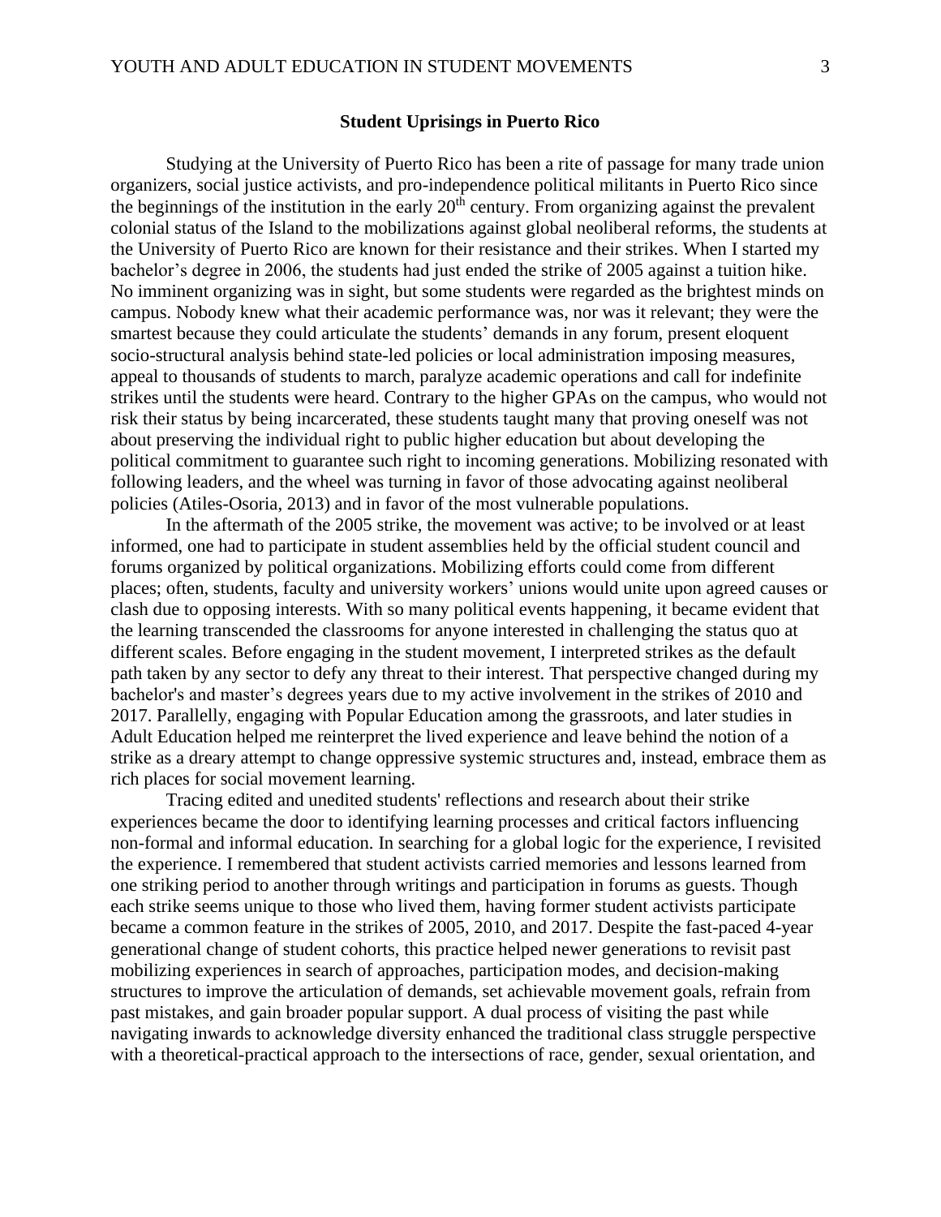## Student Uprisings in Puerto Rico

Studying at the University of Puerto Rico has been a rite of passage for many trade union organizers, social justice activists, and pro-independence political militants in Puerto Rico since the beginnings of the institution in the early 20th century. From organizing against the prevalent colonial status of the Island to the mobilizations against global neoliberal reforms, the students at the University of Puerto Rico are known for their resistance and their strikes. When I started my bachelor's degree in 2006, the students had just ended the strike of 2005 against a tuition hike. No imminent organizing was in sight, but some students were regarded as the brightest minds on campus. Nobody knew what their academic performance was, nor was it relevant; they were the smartest because they could articulate the students' demands in any forum, present eloquent socio-structural analysis behind state-led policies or local administration imposing measures, appeal to thousands of students to march, paralyze academic operations and call for indefinite strikes until the students were heard. Contrary to the higher GPAs on the campus, who would not risk their status by being incarcerated, these students taught many that proving oneself was not about preserving the individual right to public higher education but about developing the political commitment to guarantee such right to incoming generations. Mobilizing resonated with following leaders, and the wheel was turning in favor of those advocating against neoliberal policies (Atiles-Osoria, 2013) and in favor of the most vulnerable populations.

In the aftermath of the 2005 strike, the movement was active; to be involved or at least informed, one had to participate in student assemblies held by the official student council and forums organized by political organizations. Mobilizing efforts could come from different places; often, students, faculty and university workers' unions would unite upon agreed causes or clash due to opposing interests. With so many political events happening, it became evident that the learning transcended the classrooms for anyone interested in challenging the status quo at different scales. Before engaging in the student movement, I interpreted strikes as the default path taken by any sector to defy any threat to their interest. That perspective changed during my bachelor's and master's degrees years due to my active involvement in the strikes of 2010 and 2017. Parallelly, engaging with Popular Education among the grassroots, and later studies in Adult Education helped me reinterpret the lived experience and leave behind the notion of a strike as a dreary attempt to change oppressive systemic structures and, instead, embrace them as rich places for social movement learning.

Tracing edited and unedited students' reflections and research about their strike experiences became the door to identifying learning processes and critical factors influencing non-formal and informal education. In searching for a global logic for the experience, I revisited the experience. I remembered that student activists carried memories and lessons learned from one striking period to another through writings and participation in forums as guests. Though each strike seems unique to those who lived them, having former student activists participate became a common feature in the strikes of 2005, 2010, and 2017. Despite the fast-paced 4-year generational change of student cohorts, this practice helped newer generations to revisit past mobilizing experiences in search of approaches, participation modes, and decision-making structures to improve the articulation of demands, set achievable movement goals, refrain from past mistakes, and gain broader popular support. A dual process of visiting the past while navigating inwards to acknowledge diversity enhanced the traditional class struggle perspective with a theoretical-practical approach to the intersections of race, gender, sexual orientation, and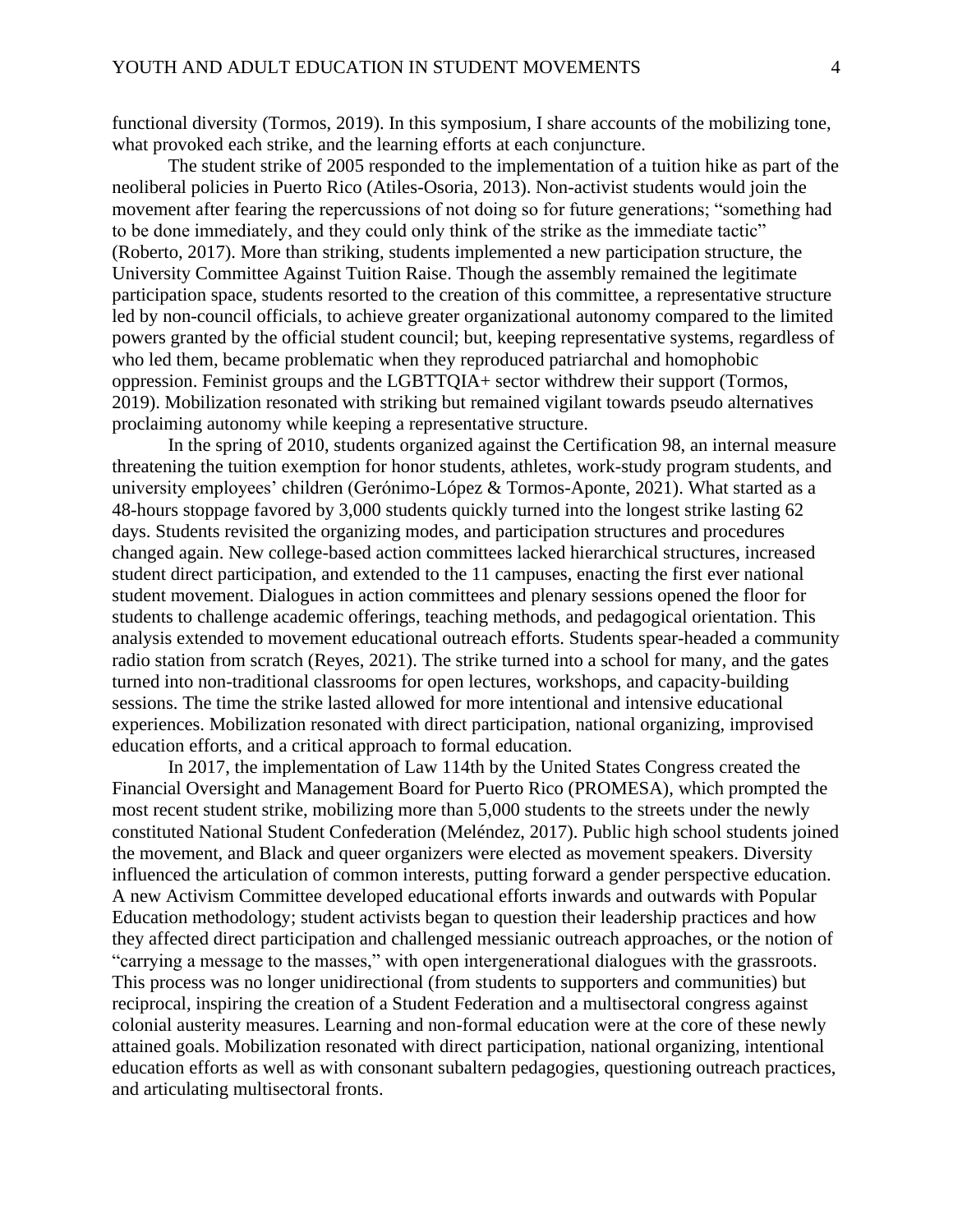functional diversity (Tormos, 2019). In this symposium, I share accounts of the mobilizing tone, what provoked each strike, and the learning efforts at each conjuncture.

The student strike of 2005 responded to the implementation of a tuition hike as part of the neoliberal policies in Puerto Rico (Atiles-Osoria, 2013). Non-activist students would join the movement after fearing the repercussions of not doing so for future generations; "something had to be done immediately, and they could only think of the strike as the immediate tactic" (Roberto, 2017). More than striking, students implemented a new participation structure, the University Committee Against Tuition Raise. Though the assembly remained the legitimate participation space, students resorted to the creation of this committee, a representative structure led by non-council officials, to achieve greater organizational autonomy compared to the limited powers granted by the official student council; but, keeping representative systems, regardless of who led them, became problematic when they reproduced patriarchal and homophobic oppression. Feminist groups and the LGBTTQIA+ sector withdrew their support (Tormos, 2019). Mobilization resonated with striking but remained vigilant towards pseudo alternatives proclaiming autonomy while keeping a representative structure.

In the spring of 2010, students organized against the Certification 98, an internal measure threatening the tuition exemption for honor students, athletes, work-study program students, and university employees' children (Gerónimo-López & Tormos-Aponte, 2021). What started as a 48-hours stoppage favored by 3,000 students quickly turned into the longest strike lasting 62 days. Students revisited the organizing modes, and participation structures and procedures changed again. New college-based action committees lacked hierarchical structures, increased student direct participation, and extended to the 11 campuses, enacting the first ever national student movement. Dialogues in action committees and plenary sessions opened the floor for students to challenge academic offerings, teaching methods, and pedagogical orientation. This analysis extended to movement educational outreach efforts. Students spear-headed a community radio station from scratch (Reyes, 2021). The strike turned into a school for many, and the gates turned into non-traditional classrooms for open lectures, workshops, and capacity-building sessions. The time the strike lasted allowed for more intentional and intensive educational experiences. Mobilization resonated with direct participation, national organizing, improvised education efforts, and a critical approach to formal education.

In 2017, the implementation of Law 114th by the United States Congress created the Financial Oversight and Management Board for Puerto Rico (PROMESA), which prompted the most recent student strike, mobilizing more than 5,000 students to the streets under the newly constituted National Student Confederation (Meléndez, 2017). Public high school students joined the movement, and Black and queer organizers were elected as movement speakers. Diversity influenced the articulation of common interests, putting forward a gender perspective education. A new Activism Committee developed educational efforts inwards and outwards with Popular Education methodology; student activists began to question their leadership practices and how they affected direct participation and challenged messianic outreach approaches, or the notion of "carrying a message to the masses," with open intergenerational dialogues with the grassroots. This process was no longer unidirectional (from students to supporters and communities) but reciprocal, inspiring the creation of a Student Federation and a multisectoral congress against colonial austerity measures. Learning and non-formal education were at the core of these newly attained goals. Mobilization resonated with direct participation, national organizing, intentional education efforts as well as with consonant subaltern pedagogies, questioning outreach practices, and articulating multisectoral fronts.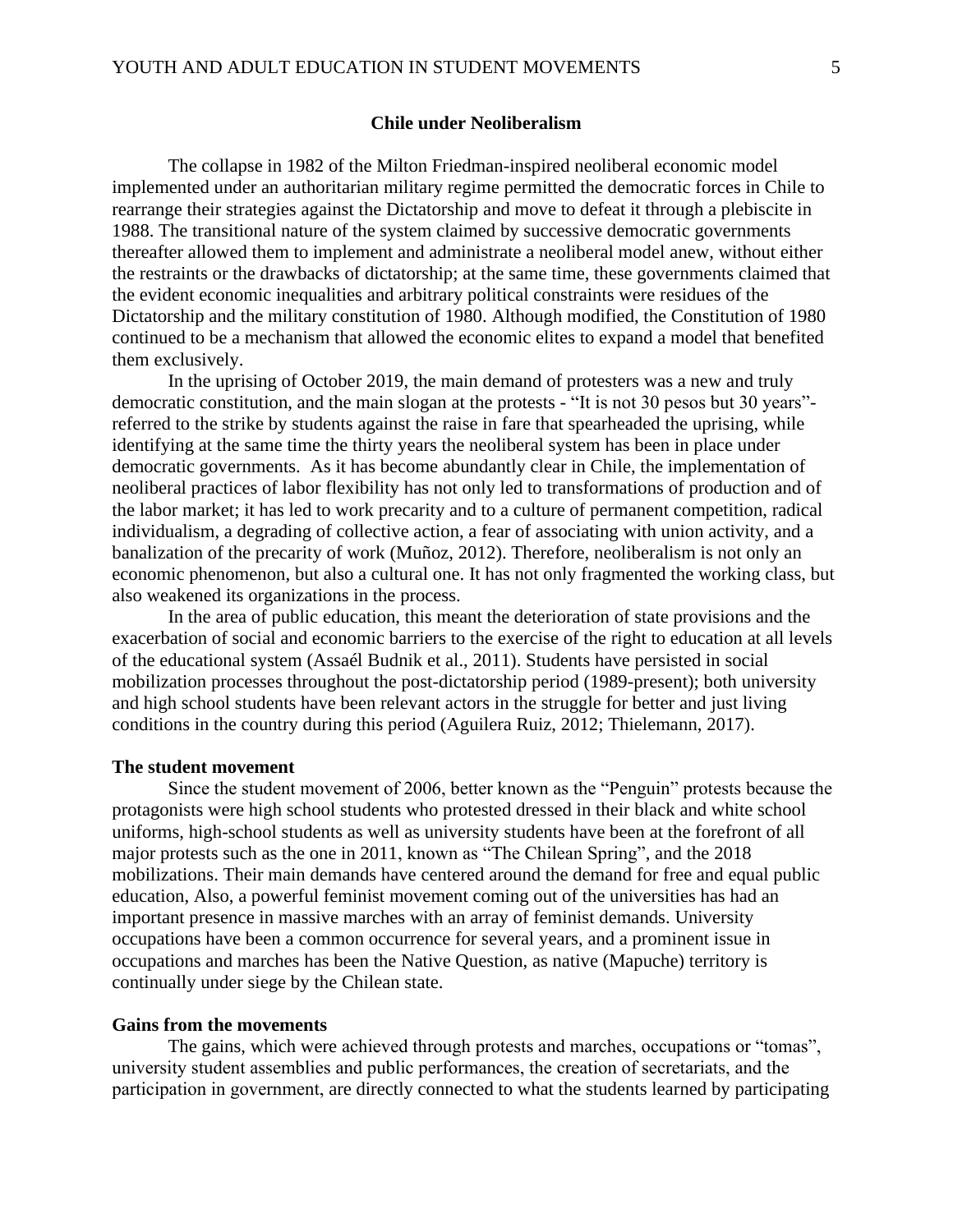## Chile under Neoliberalism

The collapse in 1982 of the Milton Friedman-inspired neoliberal economic model implemented under an authoritarian military regime permitted the democratic forces in Chile to rearrange their strategies against the Dictatorship and move to defeat it through a plebiscite in 1988. The transitional nature of the system claimed by successive democratic governments thereafter allowed them to implement and administrate a neoliberal model anew, without either the restraints or the drawbacks of dictatorship; at the same time, these governments claimed that the evident economic inequalities and arbitrary political constraints were residues of the Dictatorship and the military constitution of 1980. Although modified, the Constitution of 1980 continued to be a mechanism that allowed the economic elites to expand a model that benefited them exclusively.

In the uprising of October 2019, the main demand of protesters was a new and truly democratic constitution, and the main slogan at the protests - "It is not 30 pesos but 30 years"- referred to the strike by students against the raise in fare that spearheaded the uprising, while identifying at the same time the thirty years the neoliberal system has been in place under democratic governments. As it has become abundantly clear in Chile, the implementation of neoliberal practices of labor flexibility has not only led to transformations of production and of the labor market; it has led to work precarity and to a culture of permanent competition, radical individualism, a degrading of collective action, a fear of associating with union activity, and a banalization of the precarity of work (Muñoz, 2012). Therefore, neoliberalism is not only an economic phenomenon, but also a cultural one. It has not only fragmented the working class, but also weakened its organizations in the process.

In the area of public education, this meant the deterioration of state provisions and the exacerbation of social and economic barriers to the exercise of the right to education at all levels of the educational system (Assaél Budnik et al., 2011). Students have persisted in social mobilization processes throughout the post-dictatorship period (1989-present); both university and high school students have been relevant actors in the struggle for better and just living conditions in the country during this period (Aguilera Ruiz, 2012; Thielemann, 2017).

### The student movement

Since the student movement of 2006, better known as the "Penguin" protests because the protagonists were high school students who protested dressed in their black and white school uniforms, high-school students as well as university students have been at the forefront of all major protests such as the one in 2011, known as "The Chilean Spring", and the 2018 mobilizations. Their main demands have centered around the demand for free and equal public education, Also, a powerful feminist movement coming out of the universities has had an important presence in massive marches with an array of feminist demands. University occupations have been a common occurrence for several years, and a prominent issue in occupations and marches has been the Native Question, as native (Mapuche) territory is continually under siege by the Chilean state.

### Gains from the movements

The gains, which were achieved through protests and marches, occupations or "tomas", university student assemblies and public performances, the creation of secretariats, and the participation in government, are directly connected to what the students learned by participating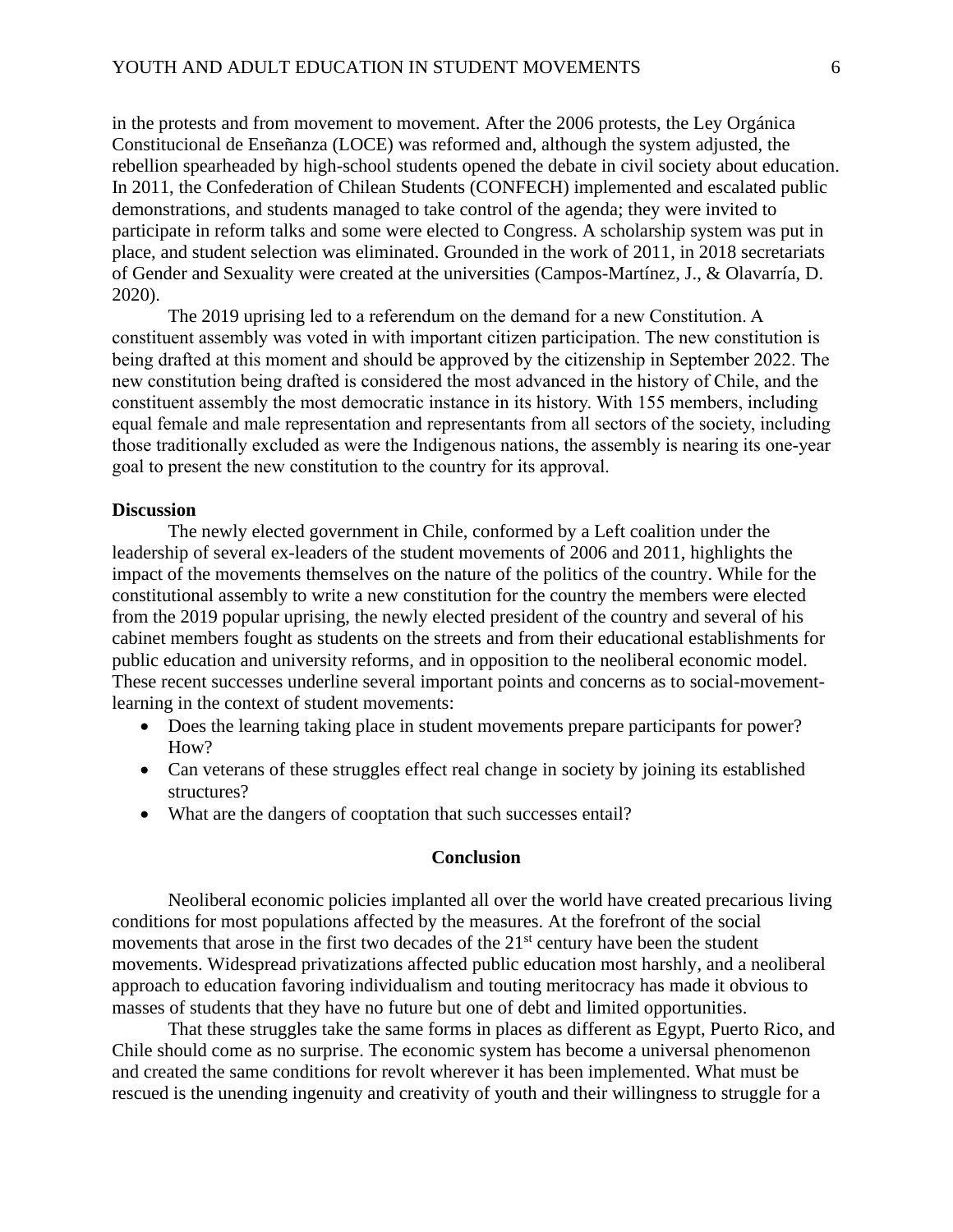in the protests and from movement to movement. After the 2006 protests, the Ley Orgánica Constitucional de Enseñanza (LOCE) was reformed and, although the system adjusted, the rebellion spearheaded by high-school students opened the debate in civil society about education. In 2011, the Confederation of Chilean Students (CONFECH) implemented and escalated public demonstrations, and students managed to take control of the agenda; they were invited to participate in reform talks and some were elected to Congress. A scholarship system was put in place, and student selection was eliminated. Grounded in the work of 2011, in 2018 secretariats of Gender and Sexuality were created at the universities (Campos-Martínez, J., & Olavarría, D. 2020).

The 2019 uprising led to a referendum on the demand for a new Constitution. A constituent assembly was voted in with important citizen participation. The new constitution is being drafted at this moment and should be approved by the citizenship in September 2022. The new constitution being drafted is considered the most advanced in the history of Chile, and the constituent assembly the most democratic instance in its history. With 155 members, including equal female and male representation and representants from all sectors of the society, including those traditionally excluded as were the Indigenous nations, the assembly is nearing its one-year goal to present the new constitution to the country for its approval.

**Discussion**

The newly elected government in Chile, conformed by a Left coalition under the leadership of several ex-leaders of the student movements of 2006 and 2011, highlights the impact of the movements themselves on the nature of the politics of the country. While for the constitutional assembly to write a new constitution for the country the members were elected from the 2019 popular uprising, the newly elected president of the country and several of his cabinet members fought as students on the streets and from their educational establishments for public education and university reforms, and in opposition to the neoliberal economic model. These recent successes underline several important points and concerns as to social-movement-learning in the context of student movements:

- Does the learning taking place in student movements prepare participants for power? How?
- Can veterans of these struggles effect real change in society by joining its established structures?
- What are the dangers of cooptation that such successes entail?

## Conclusion

Neoliberal economic policies implanted all over the world have created precarious living conditions for most populations affected by the measures. At the forefront of the social movements that arose in the first two decades of the 21st century have been the student movements. Widespread privatizations affected public education most harshly, and a neoliberal approach to education favoring individualism and touting meritocracy has made it obvious to masses of students that they have no future but one of debt and limited opportunities.

That these struggles take the same forms in places as different as Egypt, Puerto Rico, and Chile should come as no surprise. The economic system has become a universal phenomenon and created the same conditions for revolt wherever it has been implemented. What must be rescued is the unending ingenuity and creativity of youth and their willingness to struggle for a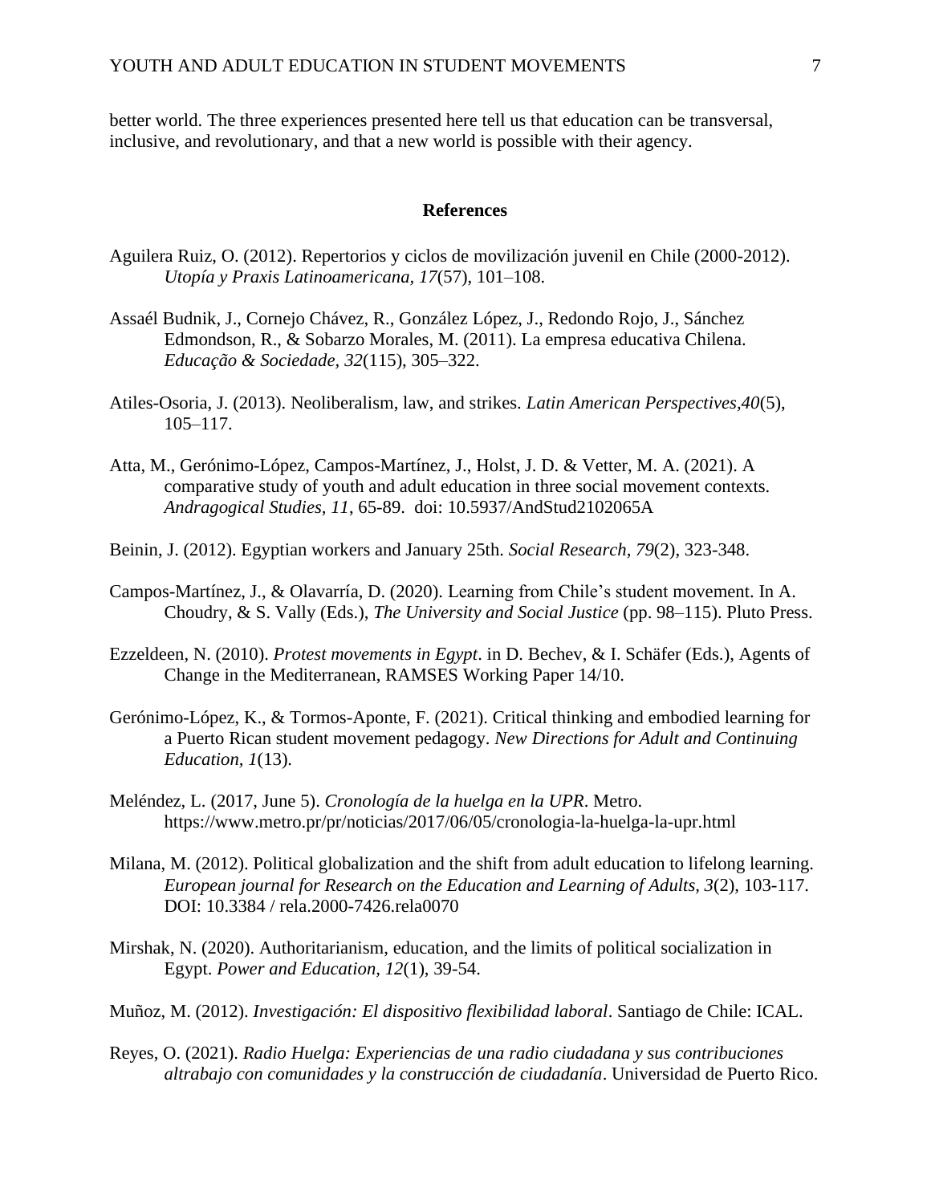better world. The three experiences presented here tell us that education can be transversal, inclusive, and revolutionary, and that a new world is possible with their agency.

## References

Aguilera Ruiz, O. (2012). Repertorios y ciclos de movilización juvenil en Chile (2000-2012). *Utopía y Praxis Latinoamericana, 17*(57), 101–108.

Assaél Budnik, J., Cornejo Chávez, R., González López, J., Redondo Rojo, J., Sánchez Edmondson, R., & Sobarzo Morales, M. (2011). La empresa educativa Chilena. *Educação & Sociedade, 32*(115), 305–322.

Atiles-Osoria, J. (2013). Neoliberalism, law, and strikes. *Latin American Perspectives,40*(5), 105–117.

Atta, M., Gerónimo-López, Campos-Martínez, J., Holst, J. D. & Vetter, M. A. (2021). A comparative study of youth and adult education in three social movement contexts. *Andragogical Studies, 11*, 65-89. doi: 10.5937/AndStud2102065A

Beinin, J. (2012). Egyptian workers and January 25th. *Social Research, 79*(2), 323-348.

Campos-Martínez, J., & Olavarría, D. (2020). Learning from Chile's student movement. In A. Choudry, & S. Vally (Eds.), *The University and Social Justice* (pp. 98–115). Pluto Press.

Ezzeldeen, N. (2010). *Protest movements in Egypt*. in D. Bechev, & I. Schäfer (Eds.), Agents of Change in the Mediterranean, RAMSES Working Paper 14/10.

Gerónimo-López, K., & Tormos-Aponte, F. (2021). Critical thinking and embodied learning for a Puerto Rican student movement pedagogy. *New Directions for Adult and Continuing Education, 1*(13).

Meléndez, L. (2017, June 5). *Cronología de la huelga en la UPR*. Metro. https://www.metro.pr/pr/noticias/2017/06/05/cronologia-la-huelga-la-upr.html

Milana, M. (2012). Political globalization and the shift from adult education to lifelong learning. *European journal for Research on the Education and Learning of Adults, 3*(2), 103-117. DOI: 10.3384 / rela.2000-7426.rela0070

Mirshak, N. (2020). Authoritarianism, education, and the limits of political socialization in Egypt. *Power and Education, 12*(1), 39-54.

Muñoz, M. (2012). *Investigación: El dispositivo flexibilidad laboral*. Santiago de Chile: ICAL.

Reyes, O. (2021). *Radio Huelga: Experiencias de una radio ciudadana y sus contribuciones altrabajo con comunidades y la construcción de ciudadanía*. Universidad de Puerto Rico.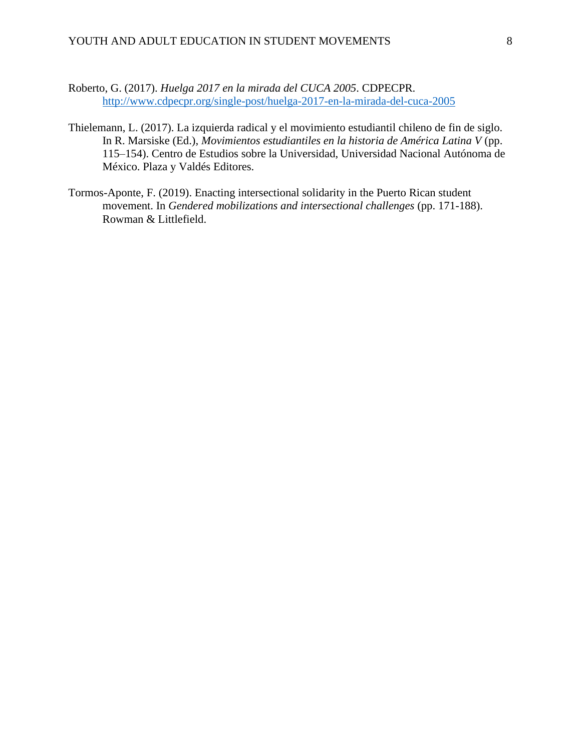Roberto, G. (2017). *Huelga 2017 en la mirada del CUCA 2005*. CDPECPR. http://www.cdpecpr.org/single-post/huelga-2017-en-la-mirada-del-cuca-2005

Thielemann, L. (2017). La izquierda radical y el movimiento estudiantil chileno de fin de siglo. In R. Marsiske (Ed.), *Movimientos estudiantiles en la historia de América Latina V* (pp. 115–154). Centro de Estudios sobre la Universidad, Universidad Nacional Autónoma de México. Plaza y Valdés Editores.

Tormos-Aponte, F. (2019). Enacting intersectional solidarity in the Puerto Rican student movement. In *Gendered mobilizations and intersectional challenges* (pp. 171-188). Rowman & Littlefield.